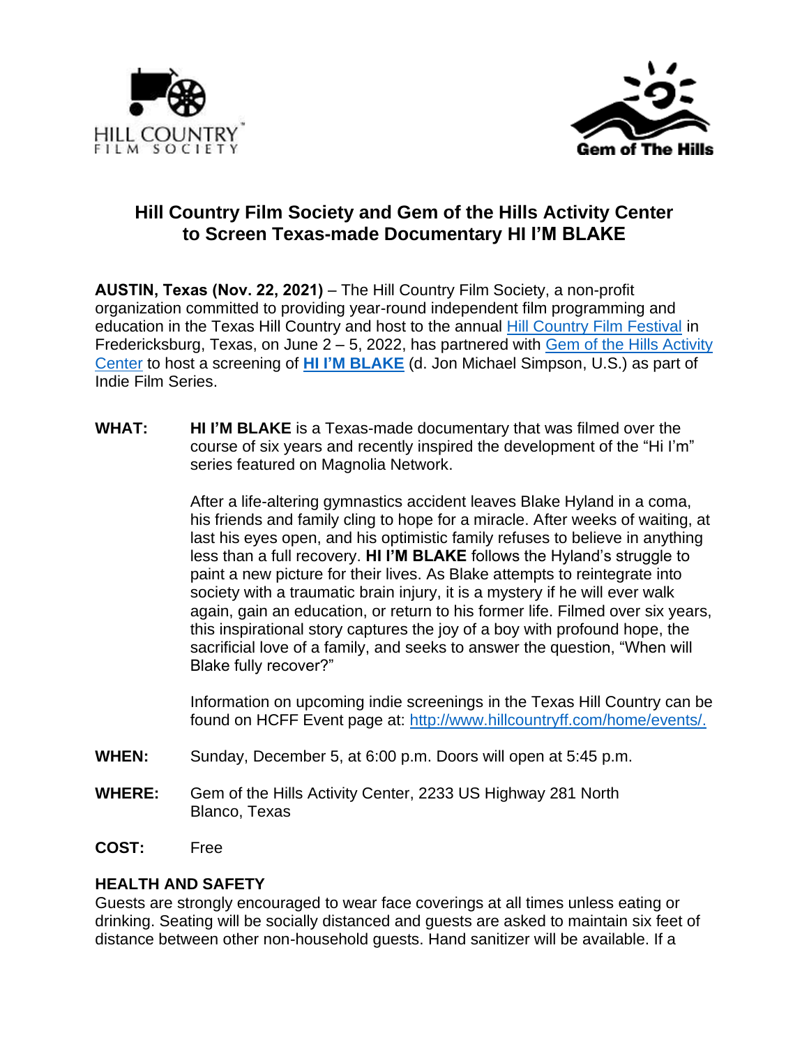HILL COUNTRY FILM SOCIETY

Gem of The Hills

# Hill Country Film Society and Gem of the Hills Activity Center to Screen Texas-made Documentary HI I'M BLAKE

**AUSTIN, Texas (Nov. 22, 2021)** – The Hill Country Film Society, a non-profit organization committed to providing year-round independent film programming and education in the Texas Hill Country and host to the annual Hill Country Film Festival in Fredericksburg, Texas, on June 2 – 5, 2022, has partnered with Gem of the Hills Activity Center to host a screening of **HI I'M BLAKE** (d. Jon Michael Simpson, U.S.) as part of Indie Film Series.

**WHAT:** **HI I'M BLAKE** is a Texas-made documentary that was filmed over the course of six years and recently inspired the development of the "Hi I'm" series featured on Magnolia Network.

After a life-altering gymnastics accident leaves Blake Hyland in a coma, his friends and family cling to hope for a miracle. After weeks of waiting, at last his eyes open, and his optimistic family refuses to believe in anything less than a full recovery. **HI I'M BLAKE** follows the Hyland's struggle to paint a new picture for their lives. As Blake attempts to reintegrate into society with a traumatic brain injury, it is a mystery if he will ever walk again, gain an education, or return to his former life. Filmed over six years, this inspirational story captures the joy of a boy with profound hope, the sacrificial love of a family, and seeks to answer the question, "When will Blake fully recover?"

Information on upcoming indie screenings in the Texas Hill Country can be found on HCFF Event page at: http://www.hillcountryff.com/home/events/.

**WHEN:** Sunday, December 5, at 6:00 p.m. Doors will open at 5:45 p.m.

**WHERE:** Gem of the Hills Activity Center, 2233 US Highway 281 North
Blanco, Texas

**COST:** Free

**HEALTH AND SAFETY**

Guests are strongly encouraged to wear face coverings at all times unless eating or drinking. Seating will be socially distanced and guests are asked to maintain six feet of distance between other non-household guests. Hand sanitizer will be available. If a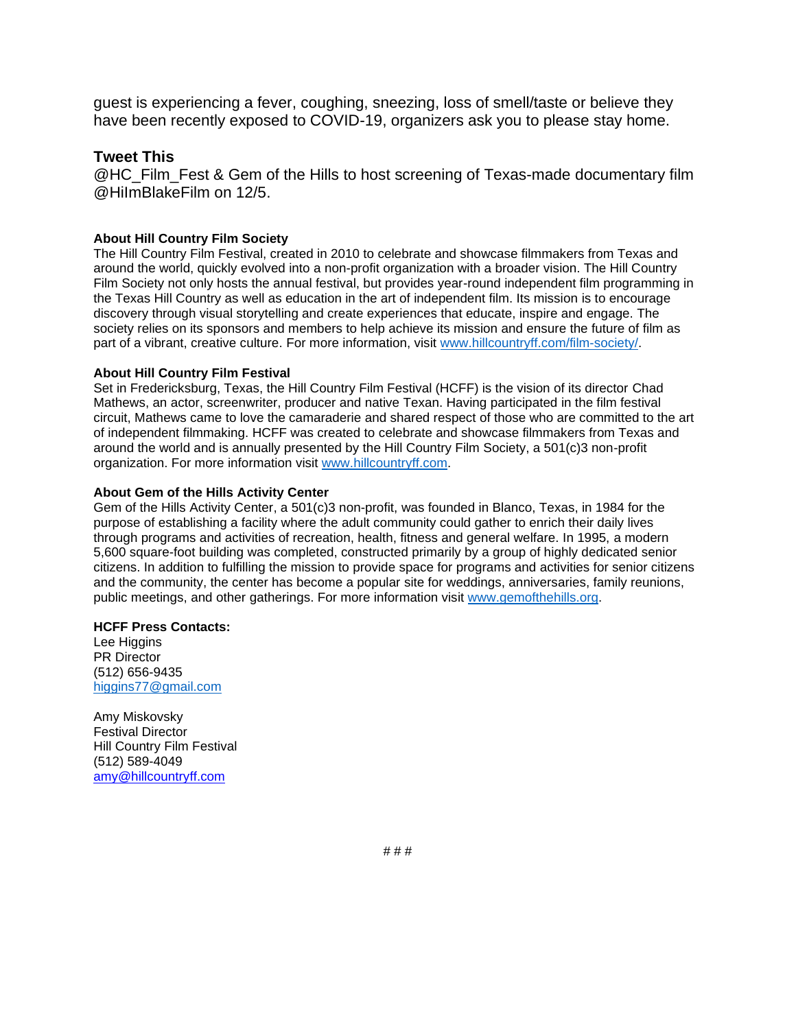guest is experiencing a fever, coughing, sneezing, loss of smell/taste or believe they have been recently exposed to COVID-19, organizers ask you to please stay home.

### Tweet This

@HC_Film_Fest & Gem of the Hills to host screening of Texas-made documentary film @HiImBlakeFilm on 12/5.

**About Hill Country Film Society**
The Hill Country Film Festival, created in 2010 to celebrate and showcase filmmakers from Texas and around the world, quickly evolved into a non-profit organization with a broader vision. The Hill Country Film Society not only hosts the annual festival, but provides year-round independent film programming in the Texas Hill Country as well as education in the art of independent film. Its mission is to encourage discovery through visual storytelling and create experiences that educate, inspire and engage. The society relies on its sponsors and members to help achieve its mission and ensure the future of film as part of a vibrant, creative culture. For more information, visit www.hillcountryff.com/film-society/.

**About Hill Country Film Festival**
Set in Fredericksburg, Texas, the Hill Country Film Festival (HCFF) is the vision of its director Chad Mathews, an actor, screenwriter, producer and native Texan. Having participated in the film festival circuit, Mathews came to love the camaraderie and shared respect of those who are committed to the art of independent filmmaking. HCFF was created to celebrate and showcase filmmakers from Texas and around the world and is annually presented by the Hill Country Film Society, a 501(c)3 non-profit organization. For more information visit www.hillcountryff.com.

**About Gem of the Hills Activity Center**
Gem of the Hills Activity Center, a 501(c)3 non-profit, was founded in Blanco, Texas, in 1984 for the purpose of establishing a facility where the adult community could gather to enrich their daily lives through programs and activities of recreation, health, fitness and general welfare. In 1995, a modern 5,600 square-foot building was completed, constructed primarily by a group of highly dedicated senior citizens. In addition to fulfilling the mission to provide space for programs and activities for senior citizens and the community, the center has become a popular site for weddings, anniversaries, family reunions, public meetings, and other gatherings. For more information visit www.gemofthehills.org.

**HCFF Press Contacts:**
Lee Higgins
PR Director
(512) 656-9435
higgins77@gmail.com

Amy Miskovsky
Festival Director
Hill Country Film Festival
(512) 589-4049
amy@hillcountryff.com

# # #